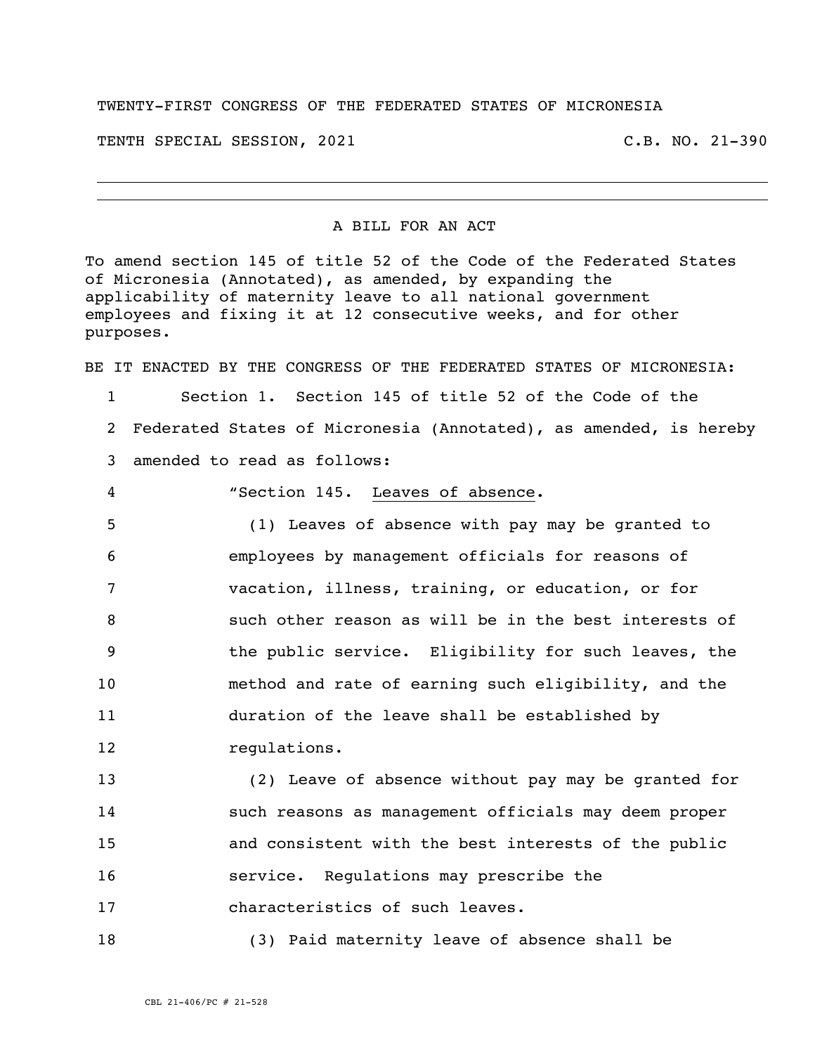TWENTY-FIRST CONGRESS OF THE FEDERATED STATES OF MICRONESIA

TENTH SPECIAL SESSION, 2021 C.B. NO. 21-390

---

A BILL FOR AN ACT

To amend section 145 of title 52 of the Code of the Federated States of Micronesia (Annotated), as amended, by expanding the applicability of maternity leave to all national government employees and fixing it at 12 consecutive weeks, and for other purposes.

BE IT ENACTED BY THE CONGRESS OF THE FEDERATED STATES OF MICRONESIA:

1 Section 1. Section 145 of title 52 of the Code of the
2 Federated States of Micronesia (Annotated), as amended, is hereby
3 amended to read as follows:

4 "Section 145. Leaves of absence.

5 (1) Leaves of absence with pay may be granted to
6 employees by management officials for reasons of
7 vacation, illness, training, or education, or for
8 such other reason as will be in the best interests of
9 the public service. Eligibility for such leaves, the
10 method and rate of earning such eligibility, and the
11 duration of the leave shall be established by
12 regulations.

13 (2) Leave of absence without pay may be granted for
14 such reasons as management officials may deem proper
15 and consistent with the best interests of the public
16 service. Regulations may prescribe the
17 characteristics of such leaves.

18 (3) Paid maternity leave of absence shall be

CBL 21-406/PC # 21-528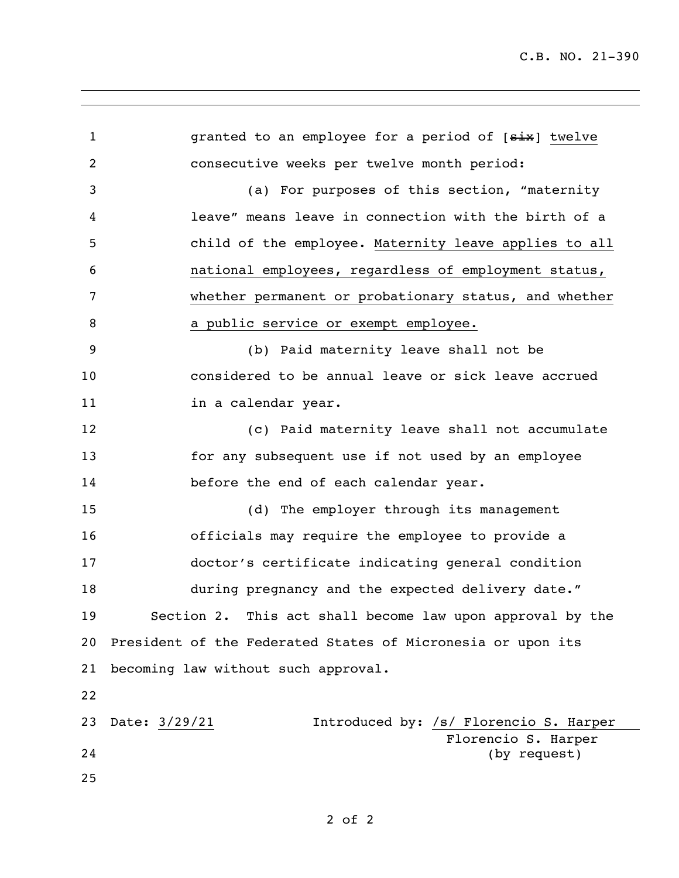granted to an employee for a period of [~~six~~] <u>twelve</u> consecutive weeks per twelve month period:

(a) For purposes of this section, "maternity leave" means leave in connection with the birth of a child of the employee. <u>Maternity leave applies to all national employees, regardless of employment status, whether permanent or probationary status, and whether a public service or exempt employee.</u>

(b) Paid maternity leave shall not be considered to be annual leave or sick leave accrued in a calendar year.

(c) Paid maternity leave shall not accumulate for any subsequent use if not used by an employee before the end of each calendar year.

(d) The employer through its management officials may require the employee to provide a doctor's certificate indicating general condition during pregnancy and the expected delivery date."

Section 2. This act shall become law upon approval by the President of the Federated States of Micronesia or upon its becoming law without such approval.

Date: <u>3/29/21</u>

Introduced by: <u>/s/ Florencio S. Harper</u>
Florencio S. Harper
(by request)